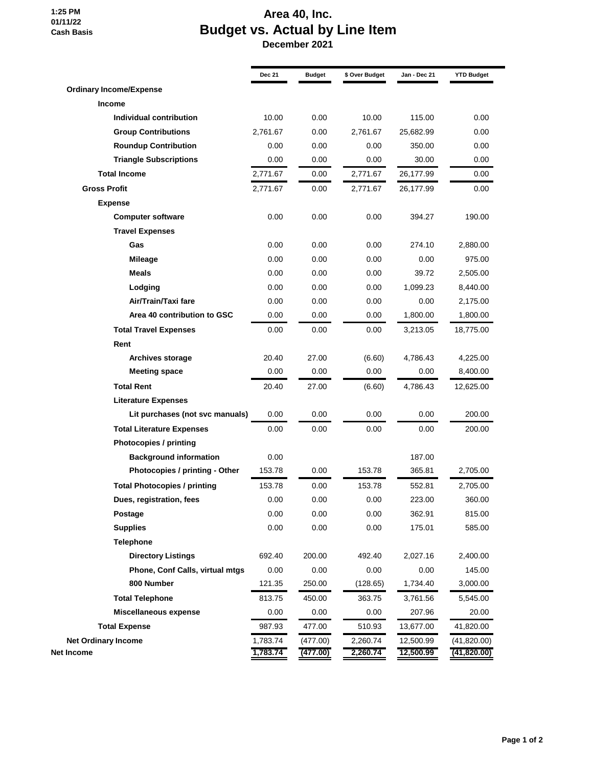1:25 PM
01/11/22
Cash Basis

# Area 40, Inc.
## Budget vs. Actual by Line Item
### December 2021

| | Dec 21 | Budget | $ Over Budget | Jan - Dec 21 | YTD Budget |
|---|---|---|---|---|---|
| **Ordinary Income/Expense** | | | | | |
| **Income** | | | | | |
| **Individual contribution** | 10.00 | 0.00 | 10.00 | 115.00 | 0.00 |
| **Group Contributions** | 2,761.67 | 0.00 | 2,761.67 | 25,682.99 | 0.00 |
| **Roundup Contribution** | 0.00 | 0.00 | 0.00 | 350.00 | 0.00 |
| **Triangle Subscriptions** | 0.00 | 0.00 | 0.00 | 30.00 | 0.00 |
| **Total Income** | 2,771.67 | 0.00 | 2,771.67 | 26,177.99 | 0.00 |
| **Gross Profit** | 2,771.67 | 0.00 | 2,771.67 | 26,177.99 | 0.00 |
| **Expense** | | | | | |
| **Computer software** | 0.00 | 0.00 | 0.00 | 394.27 | 190.00 |
| **Travel Expenses** | | | | | |
| **Gas** | 0.00 | 0.00 | 0.00 | 274.10 | 2,880.00 |
| **Mileage** | 0.00 | 0.00 | 0.00 | 0.00 | 975.00 |
| **Meals** | 0.00 | 0.00 | 0.00 | 39.72 | 2,505.00 |
| **Lodging** | 0.00 | 0.00 | 0.00 | 1,099.23 | 8,440.00 |
| **Air/Train/Taxi fare** | 0.00 | 0.00 | 0.00 | 0.00 | 2,175.00 |
| **Area 40 contribution to GSC** | 0.00 | 0.00 | 0.00 | 1,800.00 | 1,800.00 |
| **Total Travel Expenses** | 0.00 | 0.00 | 0.00 | 3,213.05 | 18,775.00 |
| **Rent** | | | | | |
| **Archives storage** | 20.40 | 27.00 | (6.60) | 4,786.43 | 4,225.00 |
| **Meeting space** | 0.00 | 0.00 | 0.00 | 0.00 | 8,400.00 |
| **Total Rent** | 20.40 | 27.00 | (6.60) | 4,786.43 | 12,625.00 |
| **Literature Expenses** | | | | | |
| **Lit purchases (not svc manuals)** | 0.00 | 0.00 | 0.00 | 0.00 | 200.00 |
| **Total Literature Expenses** | 0.00 | 0.00 | 0.00 | 0.00 | 200.00 |
| **Photocopies / printing** | | | | | |
| **Background information** | 0.00 | | | 187.00 | |
| **Photocopies / printing - Other** | 153.78 | 0.00 | 153.78 | 365.81 | 2,705.00 |
| **Total Photocopies / printing** | 153.78 | 0.00 | 153.78 | 552.81 | 2,705.00 |
| **Dues, registration, fees** | 0.00 | 0.00 | 0.00 | 223.00 | 360.00 |
| **Postage** | 0.00 | 0.00 | 0.00 | 362.91 | 815.00 |
| **Supplies** | 0.00 | 0.00 | 0.00 | 175.01 | 585.00 |
| **Telephone** | | | | | |
| **Directory Listings** | 692.40 | 200.00 | 492.40 | 2,027.16 | 2,400.00 |
| **Phone, Conf Calls, virtual mtgs** | 0.00 | 0.00 | 0.00 | 0.00 | 145.00 |
| **800 Number** | 121.35 | 250.00 | (128.65) | 1,734.40 | 3,000.00 |
| **Total Telephone** | 813.75 | 450.00 | 363.75 | 3,761.56 | 5,545.00 |
| **Miscellaneous expense** | 0.00 | 0.00 | 0.00 | 207.96 | 20.00 |
| **Total Expense** | 987.93 | 477.00 | 510.93 | 13,677.00 | 41,820.00 |
| **Net Ordinary Income** | 1,783.74 | (477.00) | 2,260.74 | 12,500.99 | (41,820.00) |
| **Net Income** | 1,783.74 | (477.00) | 2,260.74 | 12,500.99 | (41,820.00) |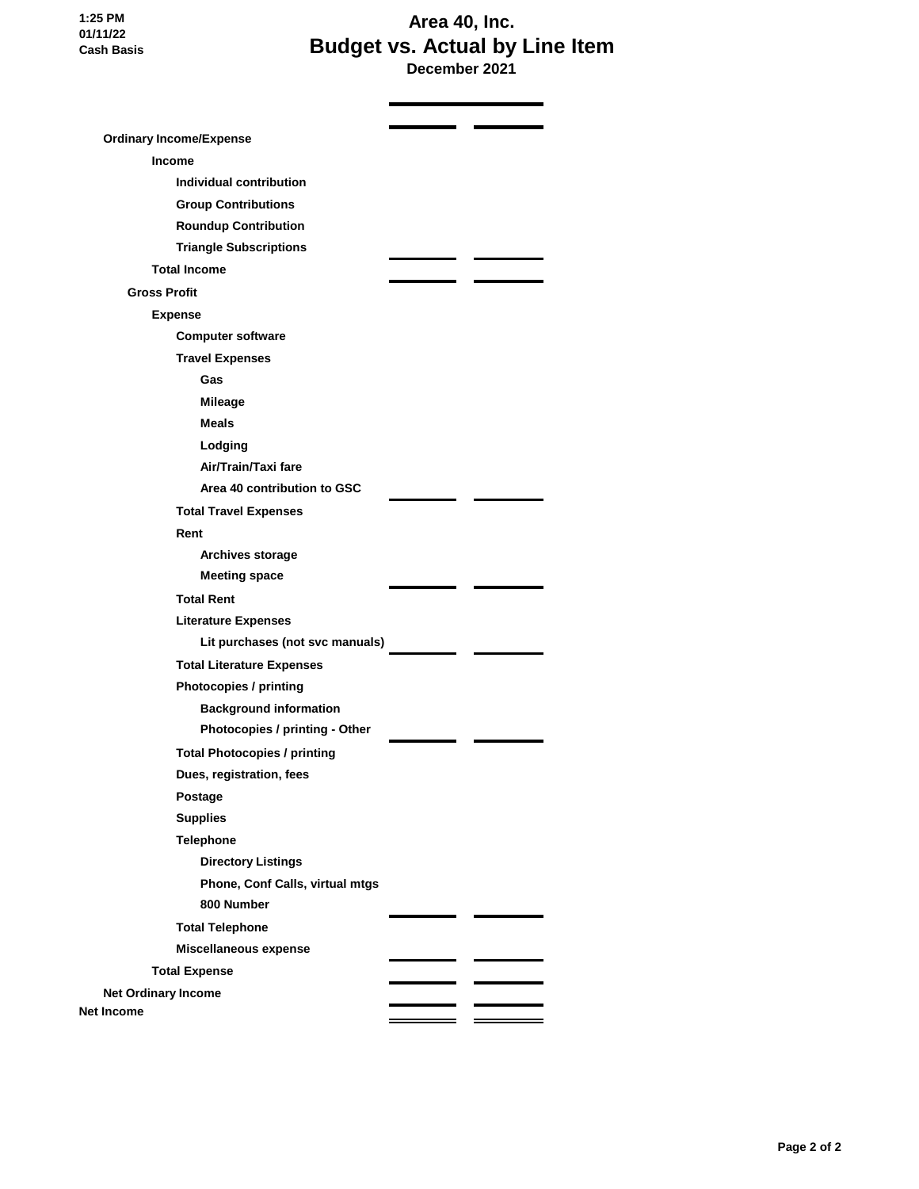1:25 PM
01/11/22
Cash Basis

# Area 40, Inc.
## Budget vs. Actual by Line Item
### December 2021

| | | |
|---|---|---|
| **Ordinary Income/Expense** | | |
| **Income** | | |
| **Individual contribution** | | |
| **Group Contributions** | | |
| **Roundup Contribution** | | |
| **Triangle Subscriptions** | | |
| **Total Income** | | |
| **Gross Profit** | | |
| **Expense** | | |
| **Computer software** | | |
| **Travel Expenses** | | |
| **Gas** | | |
| **Mileage** | | |
| **Meals** | | |
| **Lodging** | | |
| **Air/Train/Taxi fare** | | |
| **Area 40 contribution to GSC** | | |
| **Total Travel Expenses** | | |
| **Rent** | | |
| **Archives storage** | | |
| **Meeting space** | | |
| **Total Rent** | | |
| **Literature Expenses** | | |
| **Lit purchases (not svc manuals)** | | |
| **Total Literature Expenses** | | |
| **Photocopies / printing** | | |
| **Background information** | | |
| **Photocopies / printing - Other** | | |
| **Total Photocopies / printing** | | |
| **Dues, registration, fees** | | |
| **Postage** | | |
| **Supplies** | | |
| **Telephone** | | |
| **Directory Listings** | | |
| **Phone, Conf Calls, virtual mtgs** | | |
| **800 Number** | | |
| **Total Telephone** | | |
| **Miscellaneous expense** | | |
| **Total Expense** | | |
| **Net Ordinary Income** | | |
| **Net Income** | | |